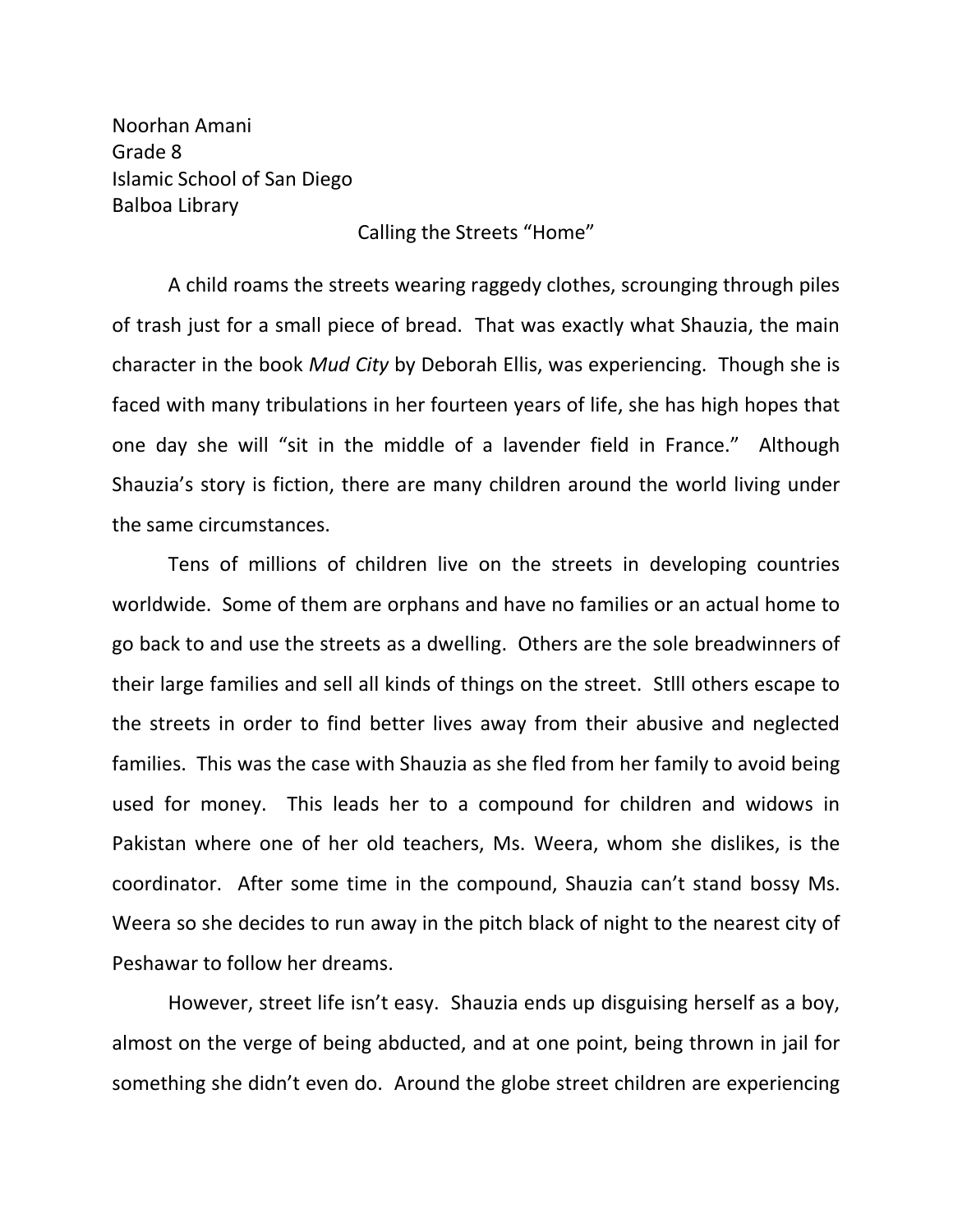Noorhan Amani
Grade 8
Islamic School of San Diego
Balboa Library

Calling the Streets “Home”

A child roams the streets wearing raggedy clothes, scrounging through piles of trash just for a small piece of bread. That was exactly what Shauzia, the main character in the book *Mud City* by Deborah Ellis, was experiencing. Though she is faced with many tribulations in her fourteen years of life, she has high hopes that one day she will “sit in the middle of a lavender field in France.” Although Shauzia’s story is fiction, there are many children around the world living under the same circumstances.

Tens of millions of children live on the streets in developing countries worldwide. Some of them are orphans and have no families or an actual home to go back to and use the streets as a dwelling. Others are the sole breadwinners of their large families and sell all kinds of things on the street. Stlll others escape to the streets in order to find better lives away from their abusive and neglected families. This was the case with Shauzia as she fled from her family to avoid being used for money. This leads her to a compound for children and widows in Pakistan where one of her old teachers, Ms. Weera, whom she dislikes, is the coordinator. After some time in the compound, Shauzia can’t stand bossy Ms. Weera so she decides to run away in the pitch black of night to the nearest city of Peshawar to follow her dreams.

However, street life isn’t easy. Shauzia ends up disguising herself as a boy, almost on the verge of being abducted, and at one point, being thrown in jail for something she didn’t even do. Around the globe street children are experiencing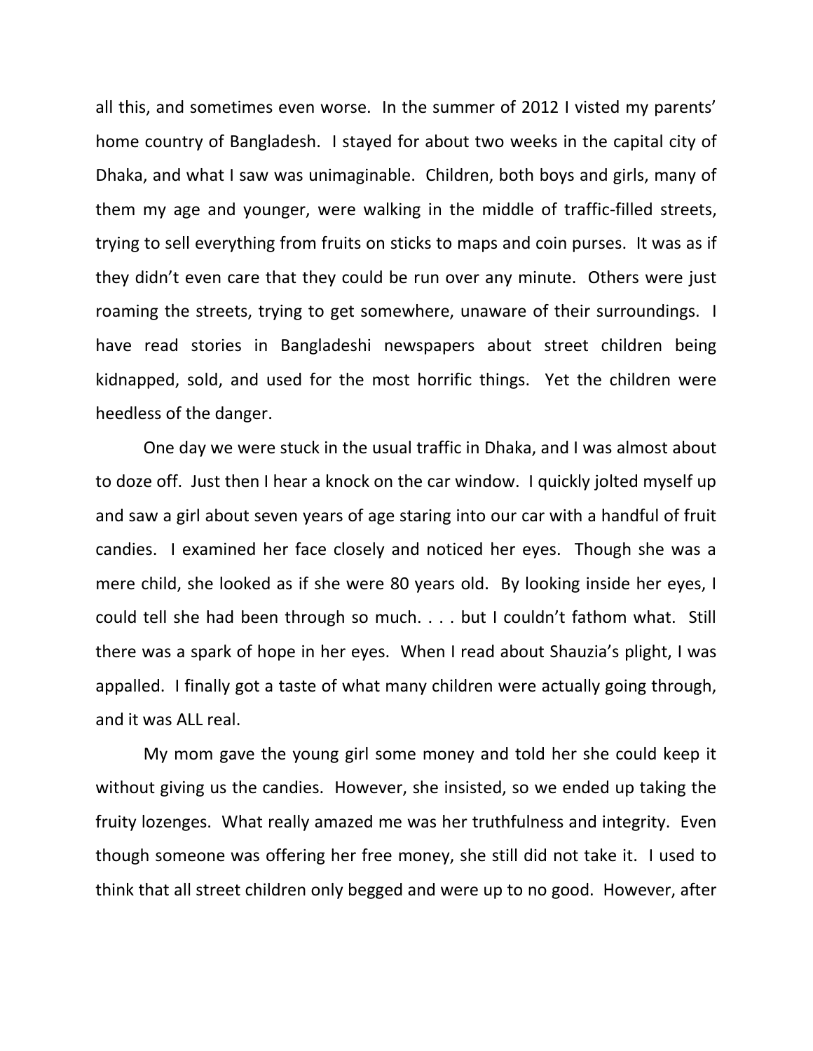all this, and sometimes even worse. In the summer of 2012 I visted my parents' home country of Bangladesh. I stayed for about two weeks in the capital city of Dhaka, and what I saw was unimaginable. Children, both boys and girls, many of them my age and younger, were walking in the middle of traffic-filled streets, trying to sell everything from fruits on sticks to maps and coin purses. It was as if they didn't even care that they could be run over any minute. Others were just roaming the streets, trying to get somewhere, unaware of their surroundings. I have read stories in Bangladeshi newspapers about street children being kidnapped, sold, and used for the most horrific things. Yet the children were heedless of the danger.

One day we were stuck in the usual traffic in Dhaka, and I was almost about to doze off. Just then I hear a knock on the car window. I quickly jolted myself up and saw a girl about seven years of age staring into our car with a handful of fruit candies. I examined her face closely and noticed her eyes. Though she was a mere child, she looked as if she were 80 years old. By looking inside her eyes, I could tell she had been through so much. . . . but I couldn't fathom what. Still there was a spark of hope in her eyes. When I read about Shauzia's plight, I was appalled. I finally got a taste of what many children were actually going through, and it was ALL real.

My mom gave the young girl some money and told her she could keep it without giving us the candies. However, she insisted, so we ended up taking the fruity lozenges. What really amazed me was her truthfulness and integrity. Even though someone was offering her free money, she still did not take it. I used to think that all street children only begged and were up to no good. However, after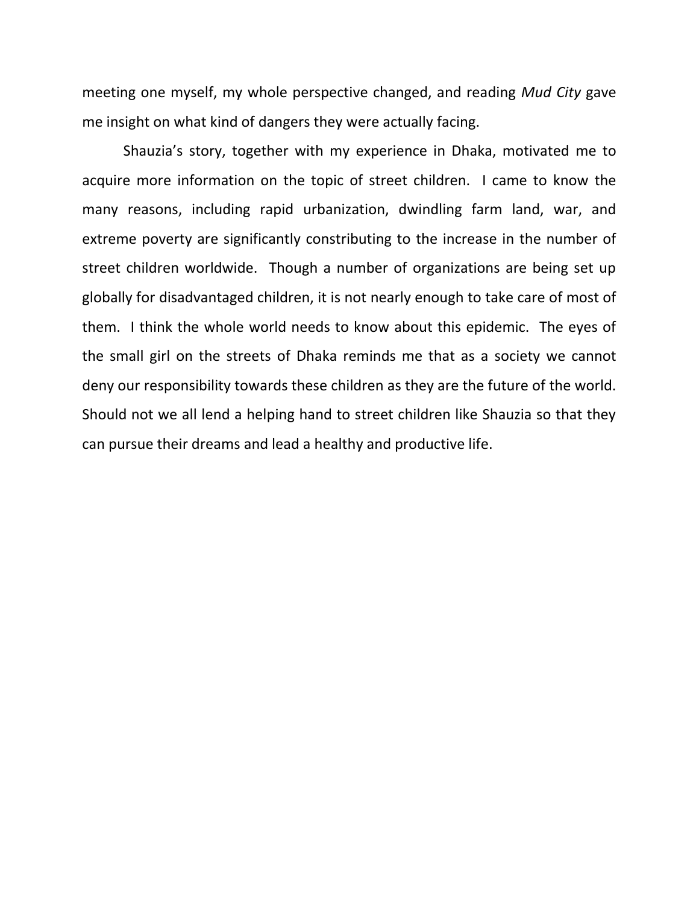meeting one myself, my whole perspective changed, and reading *Mud City* gave me insight on what kind of dangers they were actually facing.

Shauzia's story, together with my experience in Dhaka, motivated me to acquire more information on the topic of street children. I came to know the many reasons, including rapid urbanization, dwindling farm land, war, and extreme poverty are significantly constributing to the increase in the number of street children worldwide. Though a number of organizations are being set up globally for disadvantaged children, it is not nearly enough to take care of most of them. I think the whole world needs to know about this epidemic. The eyes of the small girl on the streets of Dhaka reminds me that as a society we cannot deny our responsibility towards these children as they are the future of the world. Should not we all lend a helping hand to street children like Shauzia so that they can pursue their dreams and lead a healthy and productive life.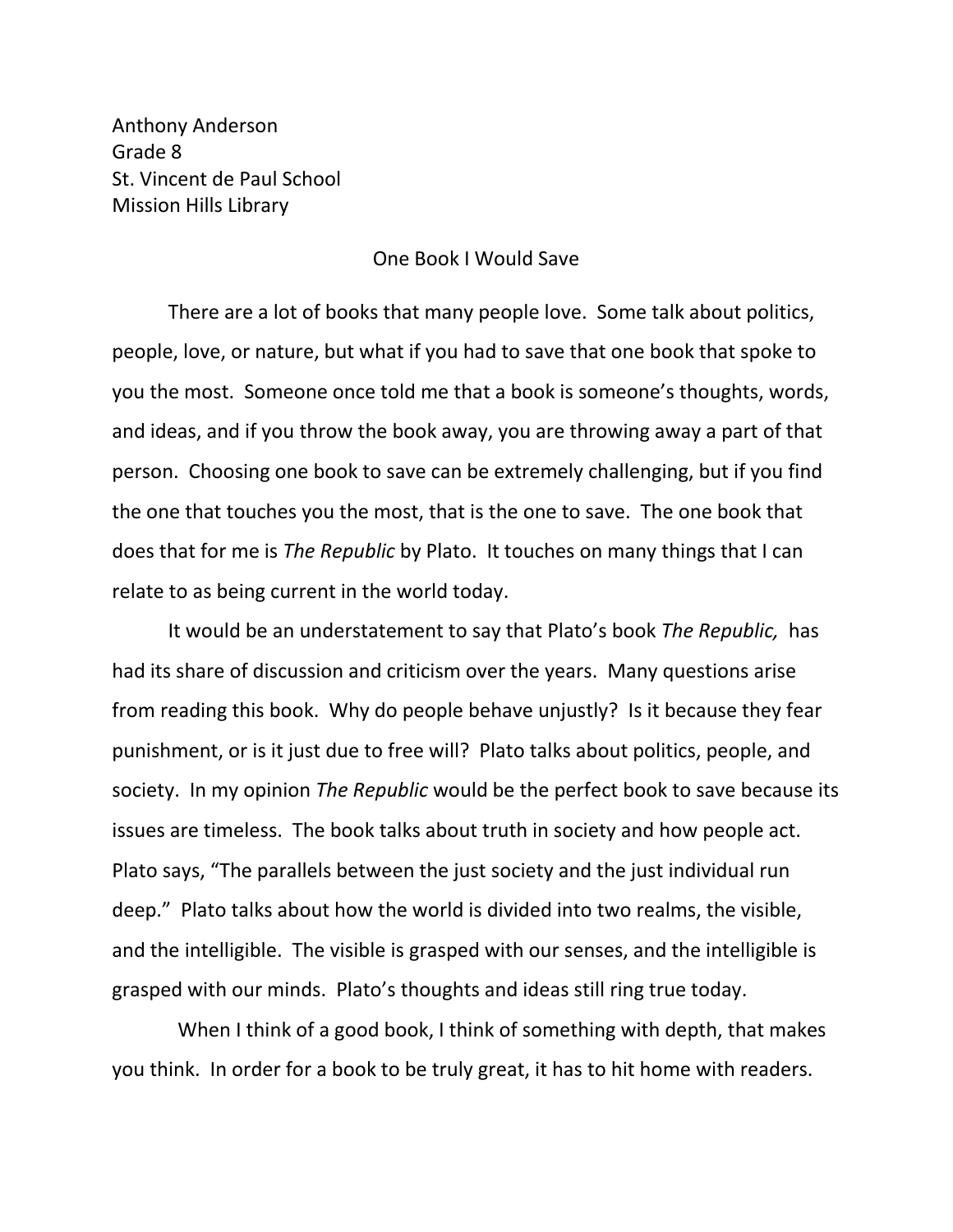Anthony Anderson
Grade 8
St. Vincent de Paul School
Mission Hills Library

## One Book I Would Save

There are a lot of books that many people love. Some talk about politics, people, love, or nature, but what if you had to save that one book that spoke to you the most. Someone once told me that a book is someone's thoughts, words, and ideas, and if you throw the book away, you are throwing away a part of that person. Choosing one book to save can be extremely challenging, but if you find the one that touches you the most, that is the one to save. The one book that does that for me is *The Republic* by Plato. It touches on many things that I can relate to as being current in the world today.

It would be an understatement to say that Plato's book *The Republic,* has had its share of discussion and criticism over the years. Many questions arise from reading this book. Why do people behave unjustly? Is it because they fear punishment, or is it just due to free will? Plato talks about politics, people, and society. In my opinion *The Republic* would be the perfect book to save because its issues are timeless. The book talks about truth in society and how people act. Plato says, "The parallels between the just society and the just individual run deep." Plato talks about how the world is divided into two realms, the visible, and the intelligible. The visible is grasped with our senses, and the intelligible is grasped with our minds. Plato's thoughts and ideas still ring true today.

When I think of a good book, I think of something with depth, that makes you think. In order for a book to be truly great, it has to hit home with readers.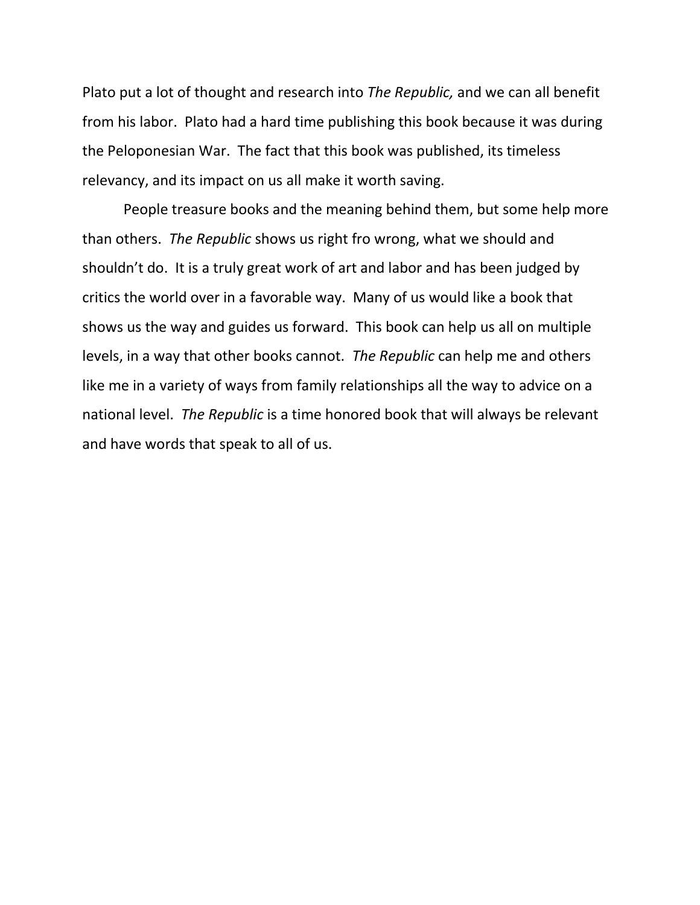Plato put a lot of thought and research into *The Republic,* and we can all benefit from his labor. Plato had a hard time publishing this book because it was during the Peloponesian War. The fact that this book was published, its timeless relevancy, and its impact on us all make it worth saving.

People treasure books and the meaning behind them, but some help more than others. *The Republic* shows us right fro wrong, what we should and shouldn't do. It is a truly great work of art and labor and has been judged by critics the world over in a favorable way. Many of us would like a book that shows us the way and guides us forward. This book can help us all on multiple levels, in a way that other books cannot. *The Republic* can help me and others like me in a variety of ways from family relationships all the way to advice on a national level. *The Republic* is a time honored book that will always be relevant and have words that speak to all of us.